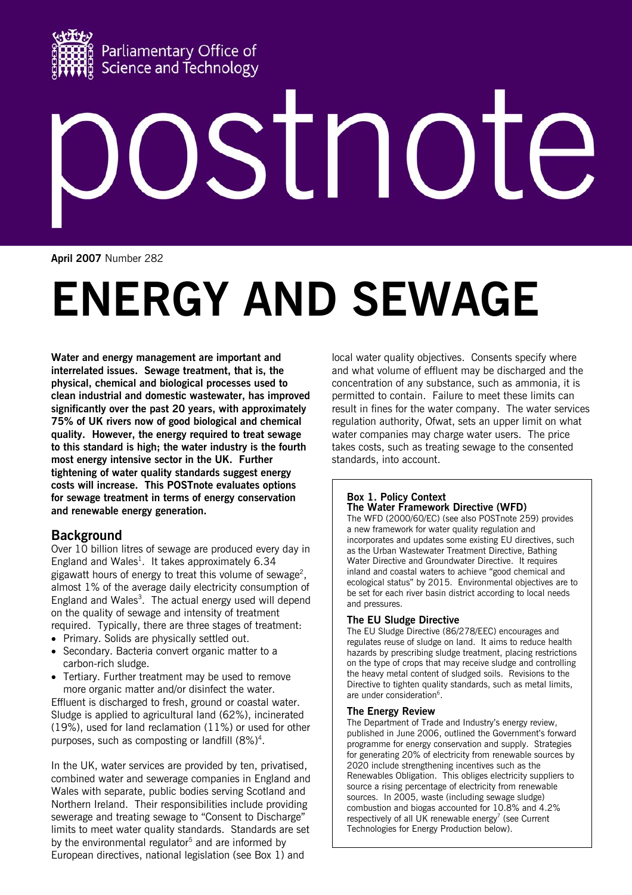Parliamentary Office of Science and Technology

# postnote

**April 2007** Number 282

# ENERGY AND SEWAGE

**Water and energy management are important and interrelated issues. Sewage treatment, that is, the physical, chemical and biological processes used to clean industrial and domestic wastewater, has improved significantly over the past 20 years, with approximately 75% of UK rivers now of good biological and chemical quality. However, the energy required to treat sewage to this standard is high; the water industry is the fourth most energy intensive sector in the UK. Further tightening of water quality standards suggest energy costs will increase. This POSTnote evaluates options for sewage treatment in terms of energy conservation and renewable energy generation.**

## Background

Over 10 billion litres of sewage are produced every day in England and Wales[1]. It takes approximately 6.34 gigawatt hours of energy to treat this volume of sewage[2], almost 1% of the average daily electricity consumption of England and Wales[3]. The actual energy used will depend on the quality of sewage and intensity of treatment required. Typically, there are three stages of treatment:

- Primary. Solids are physically settled out.
- Secondary. Bacteria convert organic matter to a carbon-rich sludge.
- Tertiary. Further treatment may be used to remove more organic matter and/or disinfect the water.

Effluent is discharged to fresh, ground or coastal water. Sludge is applied to agricultural land (62%), incinerated (19%), used for land reclamation (11%) or used for other purposes, such as composting or landfill (8%)[4].

In the UK, water services are provided by ten, privatised, combined water and sewerage companies in England and Wales with separate, public bodies serving Scotland and Northern Ireland. Their responsibilities include providing sewerage and treating sewage to "Consent to Discharge" limits to meet water quality standards. Standards are set by the environmental regulator[5] and are informed by European directives, national legislation (see Box 1) and local water quality objectives. Consents specify where and what volume of effluent may be discharged and the concentration of any substance, such as ammonia, it is permitted to contain. Failure to meet these limits can result in fines for the water company. The water services regulation authority, Ofwat, sets an upper limit on what water companies may charge water users. The price takes costs, such as treating sewage to the consented standards, into account.

**Box 1. Policy Context**

**The Water Framework Directive (WFD)**

The WFD (2000/60/EC) (see also POSTnote 259) provides a new framework for water quality regulation and incorporates and updates some existing EU directives, such as the Urban Wastewater Treatment Directive, Bathing Water Directive and Groundwater Directive. It requires inland and coastal waters to achieve "good chemical and ecological status" by 2015. Environmental objectives are to be set for each river basin district according to local needs and pressures.

**The EU Sludge Directive**

The EU Sludge Directive (86/278/EEC) encourages and regulates reuse of sludge on land. It aims to reduce health hazards by prescribing sludge treatment, placing restrictions on the type of crops that may receive sludge and controlling the heavy metal content of sludged soils. Revisions to the Directive to tighten quality standards, such as metal limits, are under consideration[6].

**The Energy Review**

The Department of Trade and Industry's energy review, published in June 2006, outlined the Government's forward programme for energy conservation and supply. Strategies for generating 20% of electricity from renewable sources by 2020 include strengthening incentives such as the Renewables Obligation. This obliges electricity suppliers to source a rising percentage of electricity from renewable sources. In 2005, waste (including sewage sludge) combustion and biogas accounted for 10.8% and 4.2% respectively of all UK renewable energy[7] (see Current Technologies for Energy Production below).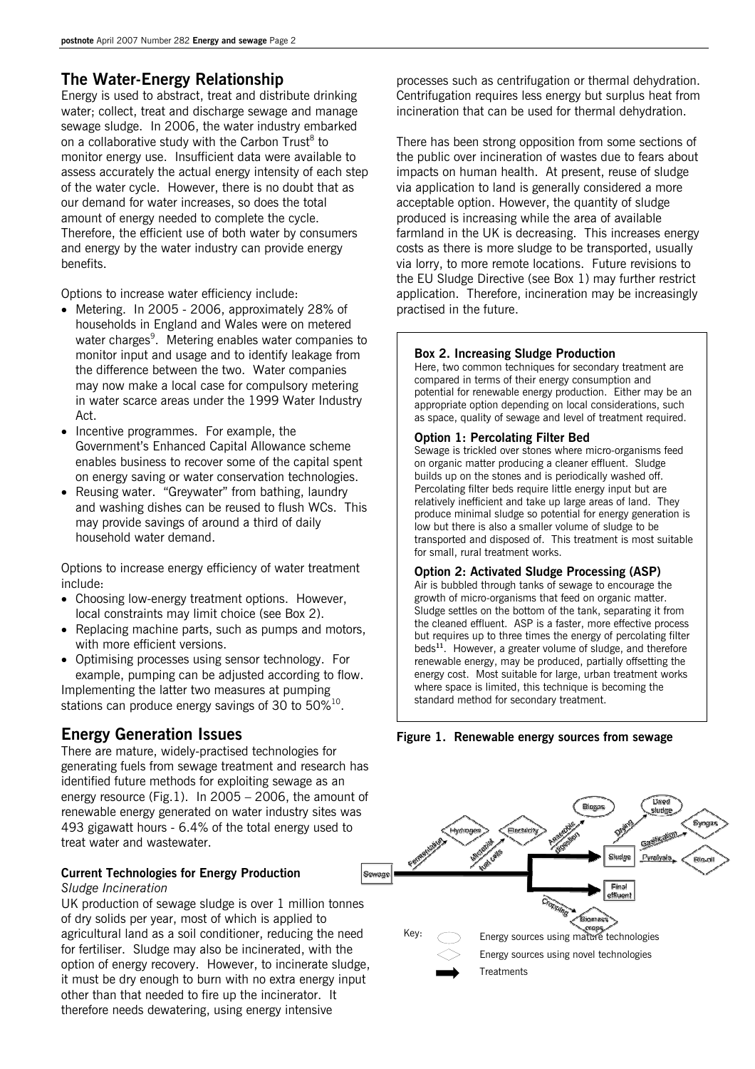## The Water-Energy Relationship

Energy is used to abstract, treat and distribute drinking water; collect, treat and discharge sewage and manage sewage sludge. In 2006, the water industry embarked on a collaborative study with the Carbon Trust[8] to monitor energy use. Insufficient data were available to assess accurately the actual energy intensity of each step of the water cycle. However, there is no doubt that as our demand for water increases, so does the total amount of energy needed to complete the cycle. Therefore, the efficient use of both water by consumers and energy by the water industry can provide energy benefits.

Options to increase water efficiency include:

- Metering. In 2005 - 2006, approximately 28% of households in England and Wales were on metered water charges[9]. Metering enables water companies to monitor input and usage and to identify leakage from the difference between the two. Water companies may now make a local case for compulsory metering in water scarce areas under the 1999 Water Industry Act.
- Incentive programmes. For example, the Government's Enhanced Capital Allowance scheme enables business to recover some of the capital spent on energy saving or water conservation technologies.
- Reusing water. "Greywater" from bathing, laundry and washing dishes can be reused to flush WCs. This may provide savings of around a third of daily household water demand.

Options to increase energy efficiency of water treatment include:

- Choosing low-energy treatment options. However, local constraints may limit choice (see Box 2).
- Replacing machine parts, such as pumps and motors, with more efficient versions.
- Optimising processes using sensor technology. For example, pumping can be adjusted according to flow.

Implementing the latter two measures at pumping stations can produce energy savings of 30 to 50%[10].

## Energy Generation Issues

There are mature, widely-practised technologies for generating fuels from sewage treatment and research has identified future methods for exploiting sewage as an energy resource (Fig.1). In 2005 – 2006, the amount of renewable energy generated on water industry sites was 493 gigawatt hours - 6.4% of the total energy used to treat water and wastewater.

### Current Technologies for Energy Production

*Sludge Incineration*

UK production of sewage sludge is over 1 million tonnes of dry solids per year, most of which is applied to agricultural land as a soil conditioner, reducing the need for fertiliser. Sludge may also be incinerated, with the option of energy recovery. However, to incinerate sludge, it must be dry enough to burn with no extra energy input other than that needed to fire up the incinerator. It therefore needs dewatering, using energy intensive processes such as centrifugation or thermal dehydration. Centrifugation requires less energy but surplus heat from incineration that can be used for thermal dehydration.

There has been strong opposition from some sections of the public over incineration of wastes due to fears about impacts on human health. At present, reuse of sludge via application to land is generally considered a more acceptable option. However, the quantity of sludge produced is increasing while the area of available farmland in the UK is decreasing. This increases energy costs as there is more sludge to be transported, usually via lorry, to more remote locations. Future revisions to the EU Sludge Directive (see Box 1) may further restrict application. Therefore, incineration may be increasingly practised in the future.

> **Box 2. Increasing Sludge Production**
>
> Here, two common techniques for secondary treatment are compared in terms of their energy consumption and potential for renewable energy production. Either may be an appropriate option depending on local considerations, such as space, quality of sewage and level of treatment required.
>
> **Option 1: Percolating Filter Bed**
>
> Sewage is trickled over stones where micro-organisms feed on organic matter producing a cleaner effluent. Sludge builds up on the stones and is periodically washed off. Percolating filter beds require little energy input but are relatively inefficient and take up large areas of land. They produce minimal sludge so potential for energy generation is low but there is also a smaller volume of sludge to be transported and disposed of. This treatment is most suitable for small, rural treatment works.
>
> **Option 2: Activated Sludge Processing (ASP)**
>
> Air is bubbled through tanks of sewage to encourage the growth of micro-organisms that feed on organic matter. Sludge settles on the bottom of the tank, separating it from the cleaned effluent. ASP is a faster, more effective process but requires up to three times the energy of percolating filter beds[11]. However, a greater volume of sludge, and therefore renewable energy, may be produced, partially offsetting the energy cost. Most suitable for large, urban treatment works where space is limited, this technique is becoming the standard method for secondary treatment.

**Figure 1. Renewable energy sources from sewage**

Sewage
Fermentation
Hydrogen
Microbial fuel cells
Electricity
Anaerobic digestion
Biogas
Drying
Dried sludge
Sludge
Gasification
Syngas
Pyrolysis
Bio-oil
Final effluent
Cropping
Biomass crops

Key:
Energy sources using mature technologies
Energy sources using novel technologies
Treatments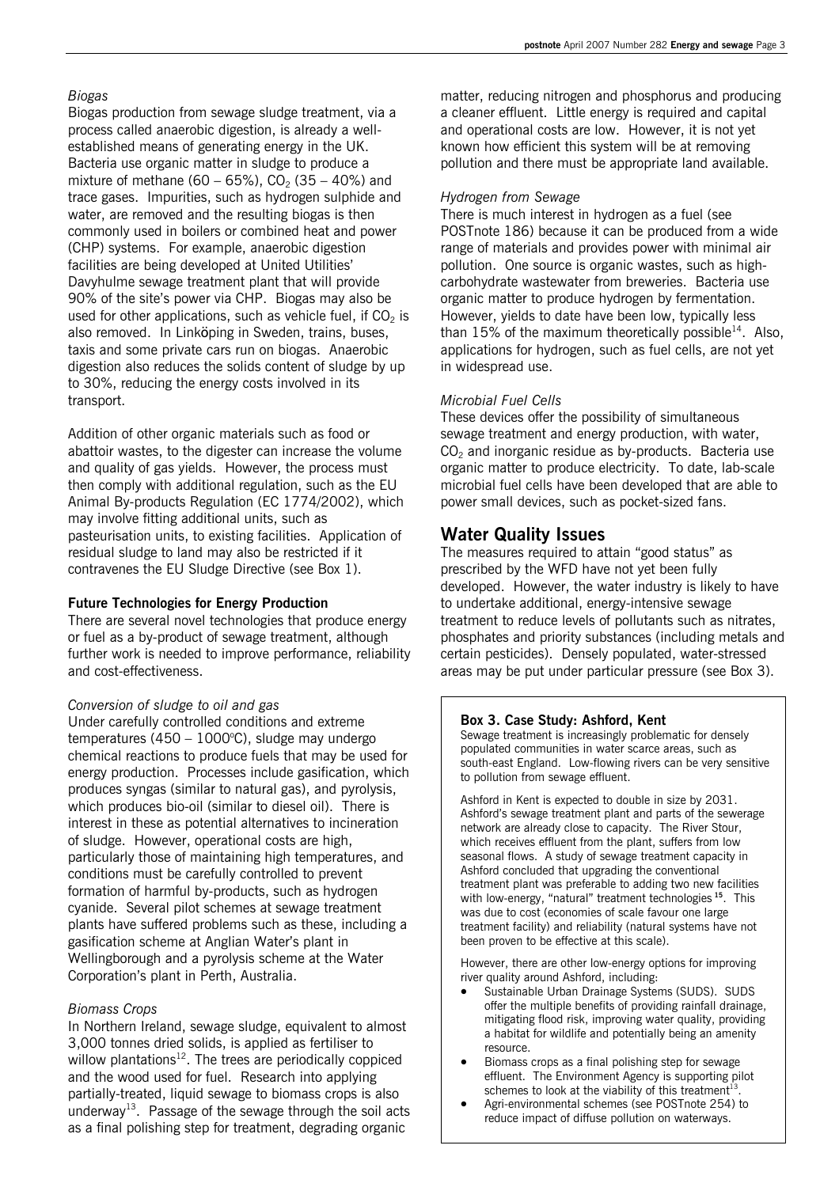*Biogas*

Biogas production from sewage sludge treatment, via a process called anaerobic digestion, is already a well-established means of generating energy in the UK. Bacteria use organic matter in sludge to produce a mixture of methane (60 – 65%), $CO_2$ (35 – 40%) and trace gases. Impurities, such as hydrogen sulphide and water, are removed and the resulting biogas is then commonly used in boilers or combined heat and power (CHP) systems. For example, anaerobic digestion facilities are being developed at United Utilities' Davyhulme sewage treatment plant that will provide 90% of the site's power via CHP. Biogas may also be used for other applications, such as vehicle fuel, if $CO_2$ is also removed. In Linköping in Sweden, trains, buses, taxis and some private cars run on biogas. Anaerobic digestion also reduces the solids content of sludge by up to 30%, reducing the energy costs involved in its transport.

Addition of other organic materials such as food or abattoir wastes, to the digester can increase the volume and quality of gas yields. However, the process must then comply with additional regulation, such as the EU Animal By-products Regulation (EC 1774/2002), which may involve fitting additional units, such as pasteurisation units, to existing facilities. Application of residual sludge to land may also be restricted if it contravenes the EU Sludge Directive (see Box 1).

**Future Technologies for Energy Production**

There are several novel technologies that produce energy or fuel as a by-product of sewage treatment, although further work is needed to improve performance, reliability and cost-effectiveness.

*Conversion of sludge to oil and gas*

Under carefully controlled conditions and extreme temperatures (450 – 1000ºC), sludge may undergo chemical reactions to produce fuels that may be used for energy production. Processes include gasification, which produces syngas (similar to natural gas), and pyrolysis, which produces bio-oil (similar to diesel oil). There is interest in these as potential alternatives to incineration of sludge. However, operational costs are high, particularly those of maintaining high temperatures, and conditions must be carefully controlled to prevent formation of harmful by-products, such as hydrogen cyanide. Several pilot schemes at sewage treatment plants have suffered problems such as these, including a gasification scheme at Anglian Water's plant in Wellingborough and a pyrolysis scheme at the Water Corporation's plant in Perth, Australia.

*Biomass Crops*

In Northern Ireland, sewage sludge, equivalent to almost 3,000 tonnes dried solids, is applied as fertiliser to willow plantations[12]. The trees are periodically coppiced and the wood used for fuel. Research into applying partially-treated, liquid sewage to biomass crops is also underway[13]. Passage of the sewage through the soil acts as a final polishing step for treatment, degrading organic matter, reducing nitrogen and phosphorus and producing a cleaner effluent. Little energy is required and capital and operational costs are low. However, it is not yet known how efficient this system will be at removing pollution and there must be appropriate land available.

*Hydrogen from Sewage*

There is much interest in hydrogen as a fuel (see POSTnote 186) because it can be produced from a wide range of materials and provides power with minimal air pollution. One source is organic wastes, such as high-carbohydrate wastewater from breweries. Bacteria use organic matter to produce hydrogen by fermentation. However, yields to date have been low, typically less than 15% of the maximum theoretically possible[14]. Also, applications for hydrogen, such as fuel cells, are not yet in widespread use.

*Microbial Fuel Cells*

These devices offer the possibility of simultaneous sewage treatment and energy production, with water, $CO_2$ and inorganic residue as by-products. Bacteria use organic matter to produce electricity. To date, lab-scale microbial fuel cells have been developed that are able to power small devices, such as pocket-sized fans.

## Water Quality Issues

The measures required to attain "good status" as prescribed by the WFD have not yet been fully developed. However, the water industry is likely to have to undertake additional, energy-intensive sewage treatment to reduce levels of pollutants such as nitrates, phosphates and priority substances (including metals and certain pesticides). Densely populated, water-stressed areas may be put under particular pressure (see Box 3).

**Box 3. Case Study: Ashford, Kent**

Sewage treatment is increasingly problematic for densely populated communities in water scarce areas, such as south-east England. Low-flowing rivers can be very sensitive to pollution from sewage effluent.

Ashford in Kent is expected to double in size by 2031. Ashford's sewage treatment plant and parts of the sewerage network are already close to capacity. The River Stour, which receives effluent from the plant, suffers from low seasonal flows. A study of sewage treatment capacity in Ashford concluded that upgrading the conventional treatment plant was preferable to adding two new facilities with low-energy, "natural" treatment technologies[15]. This was due to cost (economies of scale favour one large treatment facility) and reliability (natural systems have not been proven to be effective at this scale).

However, there are other low-energy options for improving river quality around Ashford, including:

- Sustainable Urban Drainage Systems (SUDS). SUDS offer the multiple benefits of providing rainfall drainage, mitigating flood risk, improving water quality, providing a habitat for wildlife and potentially being an amenity resource.
- Biomass crops as a final polishing step for sewage effluent. The Environment Agency is supporting pilot schemes to look at the viability of this treatment[13].
- Agri-environmental schemes (see POSTnote 254) to reduce impact of diffuse pollution on waterways.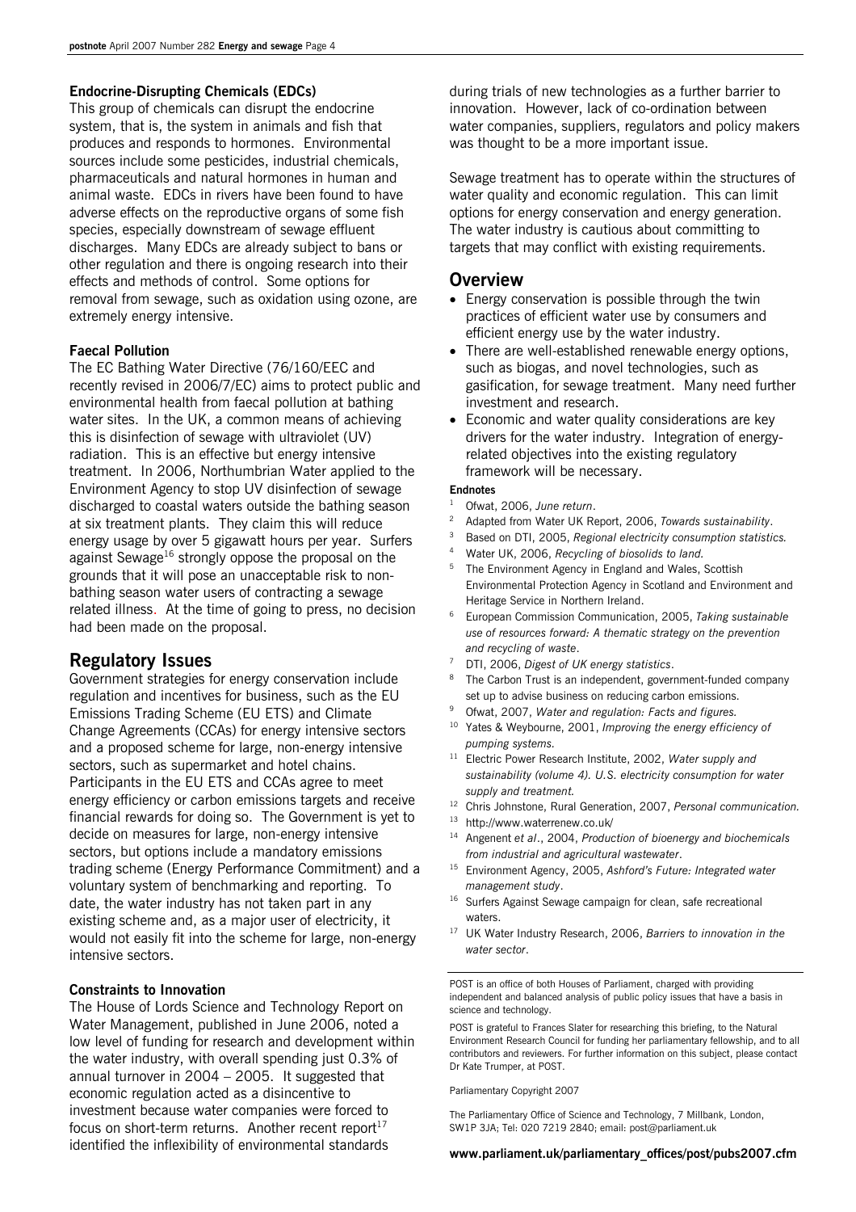#### Endocrine-Disrupting Chemicals (EDCs)

This group of chemicals can disrupt the endocrine system, that is, the system in animals and fish that produces and responds to hormones. Environmental sources include some pesticides, industrial chemicals, pharmaceuticals and natural hormones in human and animal waste. EDCs in rivers have been found to have adverse effects on the reproductive organs of some fish species, especially downstream of sewage effluent discharges. Many EDCs are already subject to bans or other regulation and there is ongoing research into their effects and methods of control. Some options for removal from sewage, such as oxidation using ozone, are extremely energy intensive.

#### Faecal Pollution

The EC Bathing Water Directive (76/160/EEC and recently revised in 2006/7/EC) aims to protect public and environmental health from faecal pollution at bathing water sites. In the UK, a common means of achieving this is disinfection of sewage with ultraviolet (UV) radiation. This is an effective but energy intensive treatment. In 2006, Northumbrian Water applied to the Environment Agency to stop UV disinfection of sewage discharged to coastal waters outside the bathing season at six treatment plants. They claim this will reduce energy usage by over 5 gigawatt hours per year. Surfers against Sewage[16] strongly oppose the proposal on the grounds that it will pose an unacceptable risk to non-bathing season water users of contracting a sewage related illness. At the time of going to press, no decision had been made on the proposal.

## Regulatory Issues

Government strategies for energy conservation include regulation and incentives for business, such as the EU Emissions Trading Scheme (EU ETS) and Climate Change Agreements (CCAs) for energy intensive sectors and a proposed scheme for large, non-energy intensive sectors, such as supermarket and hotel chains. Participants in the EU ETS and CCAs agree to meet energy efficiency or carbon emissions targets and receive financial rewards for doing so. The Government is yet to decide on measures for large, non-energy intensive sectors, but options include a mandatory emissions trading scheme (Energy Performance Commitment) and a voluntary system of benchmarking and reporting. To date, the water industry has not taken part in any existing scheme and, as a major user of electricity, it would not easily fit into the scheme for large, non-energy intensive sectors.

#### Constraints to Innovation

The House of Lords Science and Technology Report on Water Management, published in June 2006, noted a low level of funding for research and development within the water industry, with overall spending just 0.3% of annual turnover in 2004 – 2005. It suggested that economic regulation acted as a disincentive to investment because water companies were forced to focus on short-term returns. Another recent report[17] identified the inflexibility of environmental standards during trials of new technologies as a further barrier to innovation. However, lack of co-ordination between water companies, suppliers, regulators and policy makers was thought to be a more important issue.

Sewage treatment has to operate within the structures of water quality and economic regulation. This can limit options for energy conservation and energy generation. The water industry is cautious about committing to targets that may conflict with existing requirements.

## Overview

- Energy conservation is possible through the twin practices of efficient water use by consumers and efficient energy use by the water industry.
- There are well-established renewable energy options, such as biogas, and novel technologies, such as gasification, for sewage treatment. Many need further investment and research.
- Economic and water quality considerations are key drivers for the water industry. Integration of energy-related objectives into the existing regulatory framework will be necessary.

#### Endnotes

1. Ofwat, 2006, *June return*.
2. Adapted from Water UK Report, 2006, *Towards sustainability*.
3. Based on DTI, 2005, *Regional electricity consumption statistics.*
4. Water UK, 2006, *Recycling of biosolids to land.*
5. The Environment Agency in England and Wales, Scottish Environmental Protection Agency in Scotland and Environment and Heritage Service in Northern Ireland.
6. European Commission Communication, 2005, *Taking sustainable use of resources forward: A thematic strategy on the prevention and recycling of waste*.
7. DTI, 2006, *Digest of UK energy statistics*.
8. The Carbon Trust is an independent, government-funded company set up to advise business on reducing carbon emissions.
9. Ofwat, 2007, *Water and regulation: Facts and figures.*
10. Yates & Weybourne, 2001, *Improving the energy efficiency of pumping systems.*
11. Electric Power Research Institute, 2002, *Water supply and sustainability (volume 4). U.S. electricity consumption for water supply and treatment.*
12. Chris Johnstone, Rural Generation, 2007, *Personal communication.*
13. http://www.waterrenew.co.uk/
14. Angenent *et al*., 2004, *Production of bioenergy and biochemicals from industrial and agricultural wastewater*.
15. Environment Agency, 2005, *Ashford's Future: Integrated water management study*.
16. Surfers Against Sewage campaign for clean, safe recreational waters.
17. UK Water Industry Research, 2006, *Barriers to innovation in the water sector*.

---

POST is an office of both Houses of Parliament, charged with providing independent and balanced analysis of public policy issues that have a basis in science and technology.

POST is grateful to Frances Slater for researching this briefing, to the Natural Environment Research Council for funding her parliamentary fellowship, and to all contributors and reviewers. For further information on this subject, please contact Dr Kate Trumper, at POST.

Parliamentary Copyright 2007

The Parliamentary Office of Science and Technology, 7 Millbank, London, SW1P 3JA; Tel: 020 7219 2840; email: post@parliament.uk

**www.parliament.uk/parliamentary_offices/post/pubs2007.cfm**